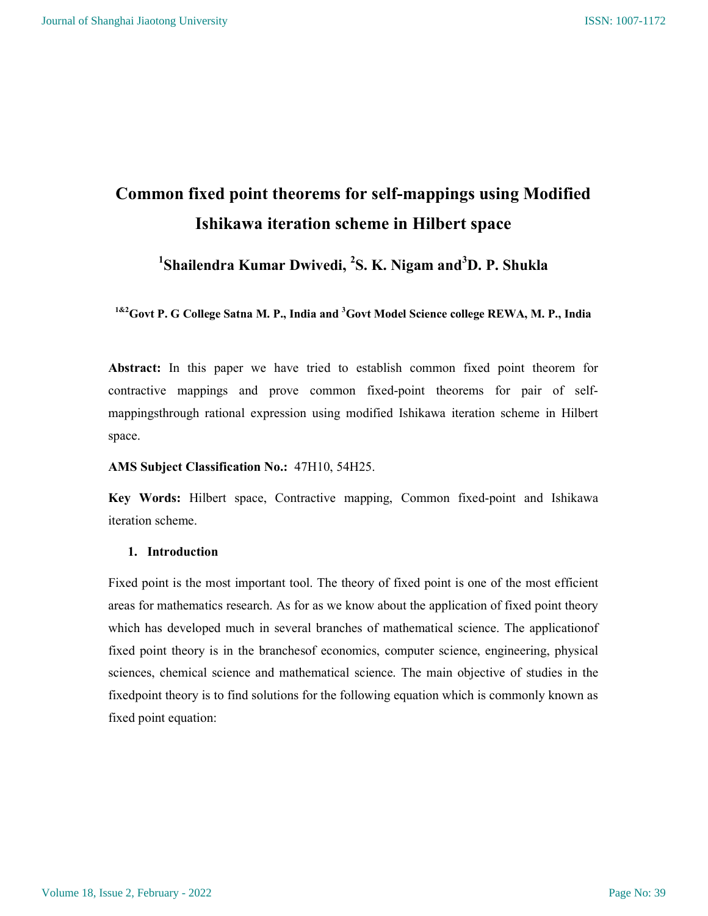# Common fixed point theorems for self-mappings using Modified Ishikawa iteration scheme in Hilbert space

**[1]Shailendra Kumar Dwivedi, [2]S. K. Nigam and[3]D. P. Shukla**

**[1&2]Govt P. G College Satna M. P., India and [3]Govt Model Science college REWA, M. P., India**

**Abstract:** In this paper we have tried to establish common fixed point theorem for contractive mappings and prove common fixed-point theorems for pair of self-mappingsthrough rational expression using modified Ishikawa iteration scheme in Hilbert space.

**AMS Subject Classification No.:** 47H10, 54H25.

**Key Words:** Hilbert space, Contractive mapping, Common fixed-point and Ishikawa iteration scheme.

## 1. Introduction

Fixed point is the most important tool. The theory of fixed point is one of the most efficient areas for mathematics research. As for as we know about the application of fixed point theory which has developed much in several branches of mathematical science. The applicationof fixed point theory is in the branchesof economics, computer science, engineering, physical sciences, chemical science and mathematical science. The main objective of studies in the fixedpoint theory is to find solutions for the following equation which is commonly known as fixed point equation: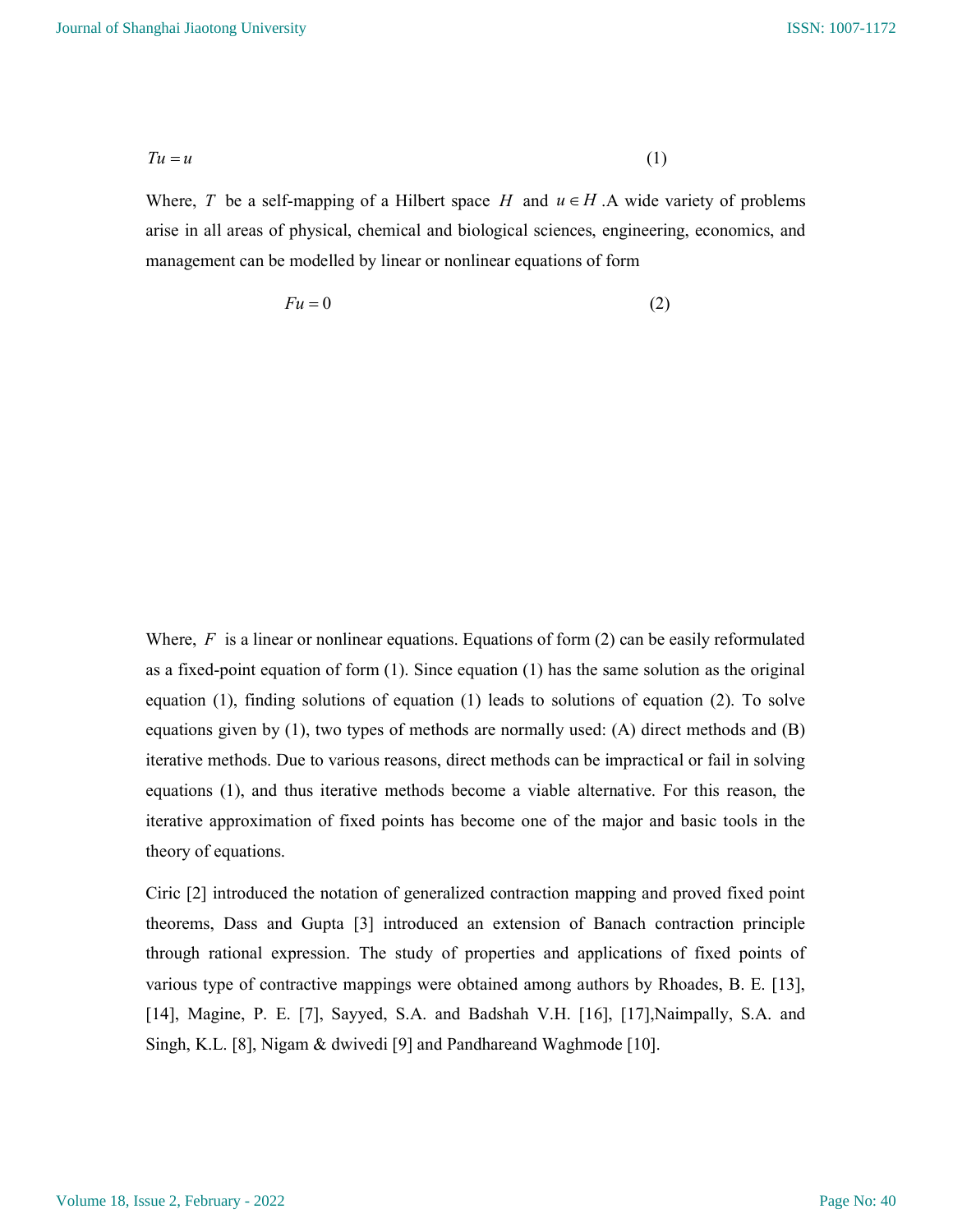$$Tu = u \tag{1}$$

Where, $T$ be a self-mapping of a Hilbert space $H$ and $u \in H$ .A wide variety of problems arise in all areas of physical, chemical and biological sciences, engineering, economics, and management can be modelled by linear or nonlinear equations of form

$$Fu = 0 \tag{2}$$

Where, $F$ is a linear or nonlinear equations. Equations of form (2) can be easily reformulated as a fixed-point equation of form (1). Since equation (1) has the same solution as the original equation (1), finding solutions of equation (1) leads to solutions of equation (2). To solve equations given by (1), two types of methods are normally used: (A) direct methods and (B) iterative methods. Due to various reasons, direct methods can be impractical or fail in solving equations (1), and thus iterative methods become a viable alternative. For this reason, the iterative approximation of fixed points has become one of the major and basic tools in the theory of equations.

Ciric [2] introduced the notation of generalized contraction mapping and proved fixed point theorems, Dass and Gupta [3] introduced an extension of Banach contraction principle through rational expression. The study of properties and applications of fixed points of various type of contractive mappings were obtained among authors by Rhoades, B. E. [13], [14], Magine, P. E. [7], Sayyed, S.A. and Badshah V.H. [16], [17],Naimpally, S.A. and Singh, K.L. [8], Nigam & dwivedi [9] and Pandhareand Waghmode [10].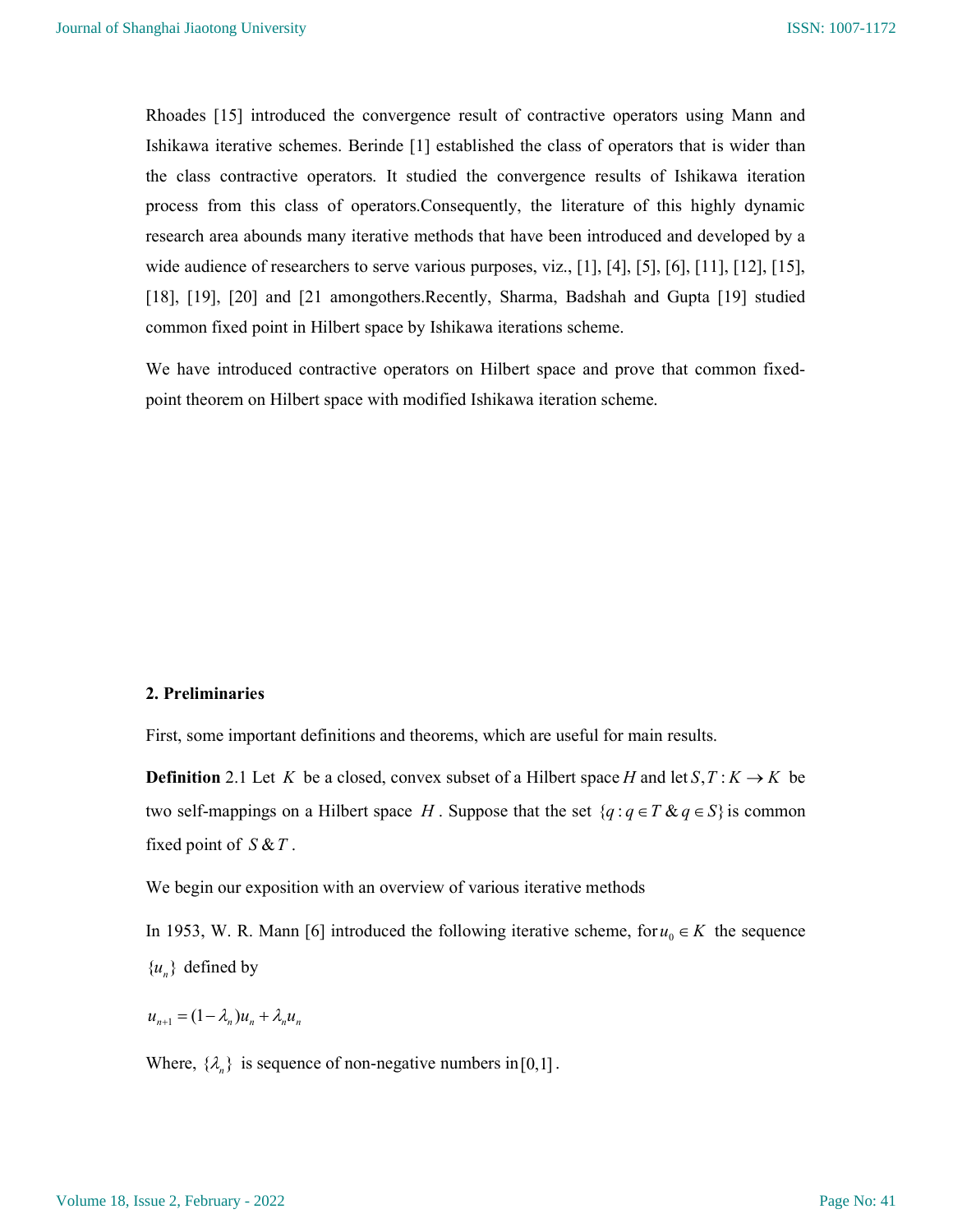Rhoades [15] introduced the convergence result of contractive operators using Mann and Ishikawa iterative schemes. Berinde [1] established the class of operators that is wider than the class contractive operators. It studied the convergence results of Ishikawa iteration process from this class of operators.Consequently, the literature of this highly dynamic research area abounds many iterative methods that have been introduced and developed by a wide audience of researchers to serve various purposes, viz., [1], [4], [5], [6], [11], [12], [15], [18], [19], [20] and [21 amongothers.Recently, Sharma, Badshah and Gupta [19] studied common fixed point in Hilbert space by Ishikawa iterations scheme.

We have introduced contractive operators on Hilbert space and prove that common fixed-point theorem on Hilbert space with modified Ishikawa iteration scheme.

## 2. Preliminaries

First, some important definitions and theorems, which are useful for main results.

**Definition** 2.1 Let $K$ be a closed, convex subset of a Hilbert space $H$ and let $S, T : K \to K$ be two self-mappings on a Hilbert space $H$. Suppose that the set $\{q : q \in T \,\&\, q \in S\}$ is common fixed point of $S \,\&\, T$.

We begin our exposition with an overview of various iterative methods

In 1953, W. R. Mann [6] introduced the following iterative scheme, for $u_0 \in K$ the sequence $\{u_n\}$ defined by

$$u_{n+1} = (1 - \lambda_n)u_n + \lambda_n u_n$$

Where, $\{\lambda_n\}$ is sequence of non-negative numbers in $[0,1]$.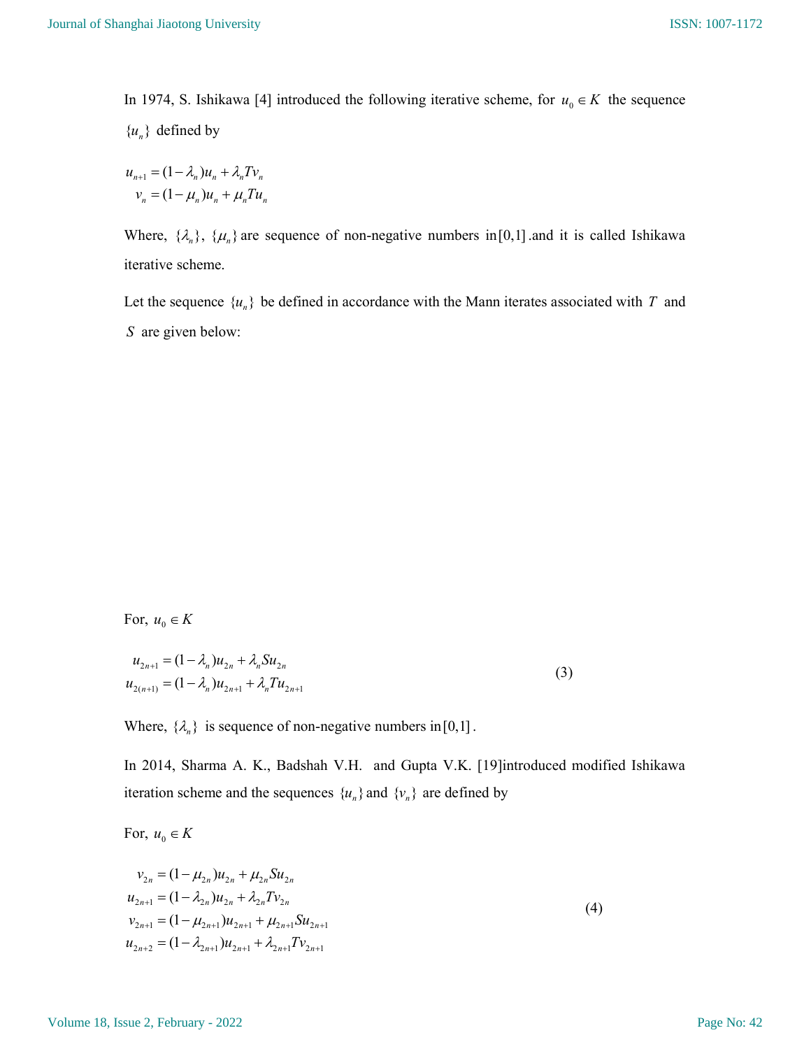In 1974, S. Ishikawa [4] introduced the following iterative scheme, for $u_0 \in K$ the sequence $\{u_n\}$ defined by

$$
\begin{aligned}
u_{n+1} &= (1-\lambda_n)u_n + \lambda_n T v_n \\
v_n &= (1-\mu_n)u_n + \mu_n T u_n
\end{aligned}
$$

Where, $\{\lambda_n\}$, $\{\mu_n\}$ are sequence of non-negative numbers in $[0,1]$ .and it is called Ishikawa iterative scheme.

Let the sequence $\{u_n\}$ be defined in accordance with the Mann iterates associated with $T$ and $S$ are given below:

For, $u_0 \in K$

$$
\begin{aligned}
u_{2n+1} &= (1-\lambda_n)u_{2n} + \lambda_n S u_{2n} \\
u_{2(n+1)} &= (1-\lambda_n)u_{2n+1} + \lambda_n T u_{2n+1}
\end{aligned}
\tag{3}
$$

Where, $\{\lambda_n\}$ is sequence of non-negative numbers in $[0,1]$.

In 2014, Sharma A. K., Badshah V.H. and Gupta V.K. [19]introduced modified Ishikawa iteration scheme and the sequences $\{u_n\}$ and $\{v_n\}$ are defined by

For, $u_0 \in K$

$$
\begin{aligned}
v_{2n} &= (1-\mu_{2n})u_{2n} + \mu_{2n} S u_{2n} \\
u_{2n+1} &= (1-\lambda_{2n})u_{2n} + \lambda_{2n} T v_{2n} \\
v_{2n+1} &= (1-\mu_{2n+1})u_{2n+1} + \mu_{2n+1} S u_{2n+1} \\
u_{2n+2} &= (1-\lambda_{2n+1})u_{2n+1} + \lambda_{2n+1} T v_{2n+1}
\end{aligned}
\tag{4}
$$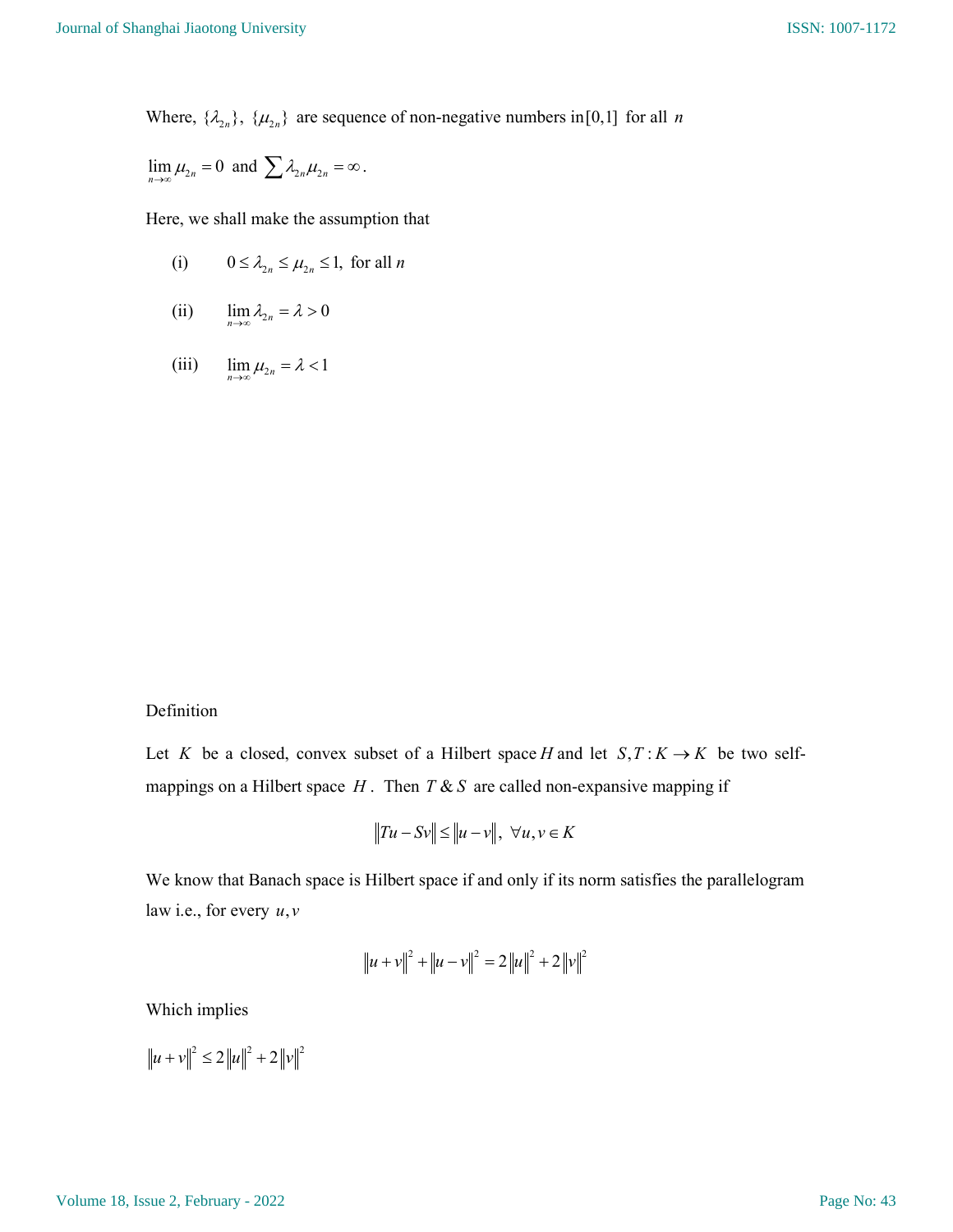Where, $\{\lambda_{2n}\}$, $\{\mu_{2n}\}$ are sequence of non-negative numbers in $[0,1]$ for all $n$

$\lim_{n\to\infty} \mu_{2n} = 0$ and $\sum \lambda_{2n}\mu_{2n} = \infty$.

Here, we shall make the assumption that

(i) $0 \le \lambda_{2n} \le \mu_{2n} \le 1,$ for all $n$

(ii) $\lim_{n\to\infty} \lambda_{2n} = \lambda > 0$

(iii) $\lim_{n\to\infty} \mu_{2n} = \lambda < 1$

Definition

Let $K$ be a closed, convex subset of a Hilbert space $H$ and let $S, T : K \to K$ be two self-mappings on a Hilbert space $H$. Then $T$ & $S$ are called non-expansive mapping if

$$\|Tu - Sv\| \le \|u - v\|, \ \forall u, v \in K$$

We know that Banach space is Hilbert space if and only if its norm satisfies the parallelogram law i.e., for every $u, v$

$$\|u+v\|^2 + \|u-v\|^2 = 2\|u\|^2 + 2\|v\|^2$$

Which implies

$$\|u+v\|^2 \le 2\|u\|^2 + 2\|v\|^2$$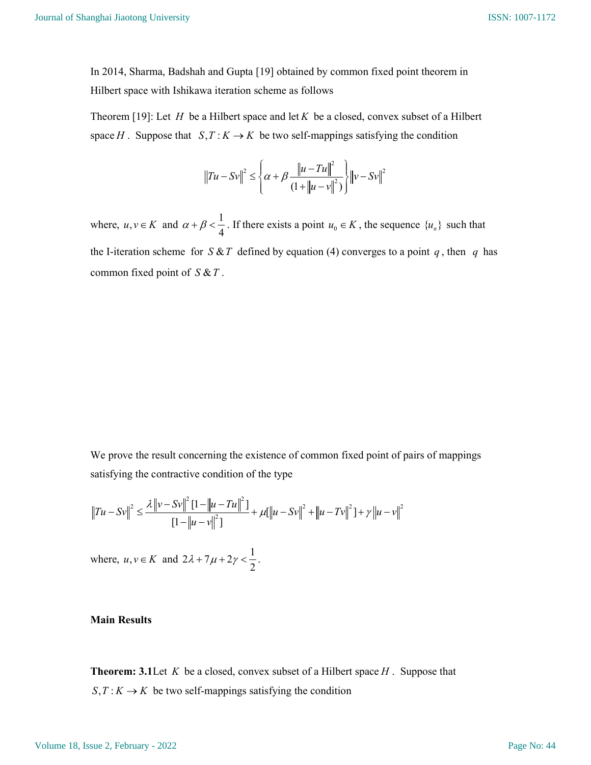In 2014, Sharma, Badshah and Gupta [19] obtained by common fixed point theorem in Hilbert space with Ishikawa iteration scheme as follows

Theorem [19]: Let $H$ be a Hilbert space and let $K$ be a closed, convex subset of a Hilbert space $H$. Suppose that $S, T : K \to K$ be two self-mappings satisfying the condition

$$\|Tu - Sv\|^2 \leq \left\{ \alpha + \beta \frac{\|u - Tu\|^2}{(1 + \|u - v\|^2)} \right\} \|v - Sv\|^2$$

where, $u, v \in K$ and $\alpha + \beta < \frac{1}{4}$. If there exists a point $u_0 \in K$, the sequence $\{u_n\}$ such that the I-iteration scheme for $S \,\&\, T$ defined by equation (4) converges to a point $q$, then $q$ has common fixed point of $S \,\&\, T$.

We prove the result concerning the existence of common fixed point of pairs of mappings satisfying the contractive condition of the type

$$\|Tu - Sv\|^2 \leq \frac{\lambda \|v - Sv\|^2 [1 - \|u - Tu\|^2]}{[1 - \|u - v\|^2]} + \mu [\|u - Sv\|^2 + \|u - Tv\|^2] + \gamma \|u - v\|^2$$

where, $u, v \in K$ and $2\lambda + 7\mu + 2\gamma < \frac{1}{2}$.

**Main Results**

**Theorem: 3.1** Let $K$ be a closed, convex subset of a Hilbert space $H$. Suppose that $S, T : K \to K$ be two self-mappings satisfying the condition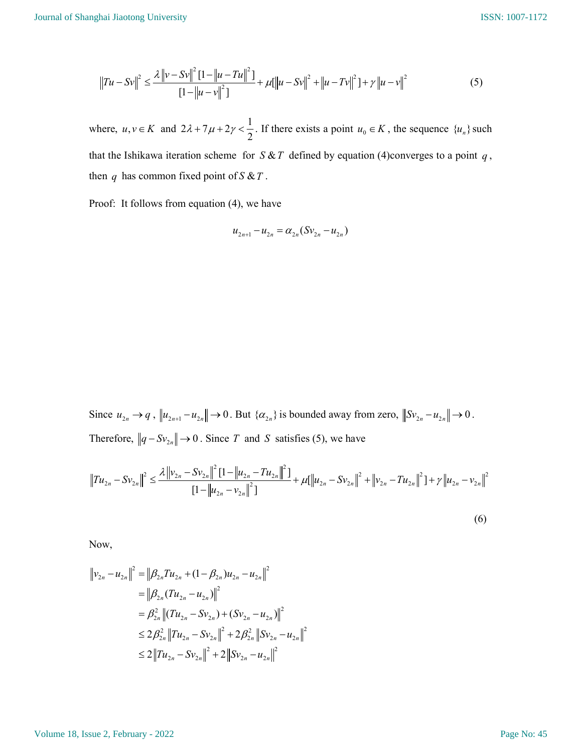$$\|Tu - Sv\|^2 \leq \frac{\lambda \|v - Sv\|^2 [1 - \|u - Tu\|^2]}{[1 - \|u - v\|^2]} + \mu[\|u - Sv\|^2 + \|u - Tv\|^2] + \gamma \|u - v\|^2 \tag{5}$$

where, $u, v \in K$ and $2\lambda + 7\mu + 2\gamma < \frac{1}{2}$. If there exists a point $u_0 \in K$, the sequence $\{u_n\}$ such that the Ishikawa iteration scheme for $S \& T$ defined by equation (4)converges to a point $q$, then $q$ has common fixed point of $S \& T$.

Proof: It follows from equation (4), we have

$$u_{2n+1} - u_{2n} = \alpha_{2n}(Sv_{2n} - u_{2n})$$

Since $u_{2n} \to q$, $\|u_{2n+1} - u_{2n}\| \to 0$. But $\{\alpha_{2n}\}$ is bounded away from zero, $\|Sv_{2n} - u_{2n}\| \to 0$. Therefore, $\|q - Sv_{2n}\| \to 0$. Since $T$ and $S$ satisfies (5), we have

$$\|Tu_{2n} - Sv_{2n}\|^2 \leq \frac{\lambda \|v_{2n} - Sv_{2n}\|^2 [1 - \|u_{2n} - Tu_{2n}\|^2]}{[1 - \|u_{2n} - v_{2n}\|^2]} + \mu[\|u_{2n} - Sv_{2n}\|^2 + \|v_{2n} - Tu_{2n}\|^2] + \gamma \|u_{2n} - v_{2n}\|^2 \tag{6}$$

Now,

$$\begin{aligned}
\|v_{2n} - u_{2n}\|^2 &= \|\beta_{2n} Tu_{2n} + (1 - \beta_{2n})u_{2n} - u_{2n}\|^2 \\
&= \|\beta_{2n}(Tu_{2n} - u_{2n})\|^2 \\
&= \beta_{2n}^2 \|(Tu_{2n} - Sv_{2n}) + (Sv_{2n} - u_{2n})\|^2 \\
&\leq 2\beta_{2n}^2 \|Tu_{2n} - Sv_{2n}\|^2 + 2\beta_{2n}^2 \|Sv_{2n} - u_{2n}\|^2 \\
&\leq 2\|Tu_{2n} - Sv_{2n}\|^2 + 2\|Sv_{2n} - u_{2n}\|^2
\end{aligned}$$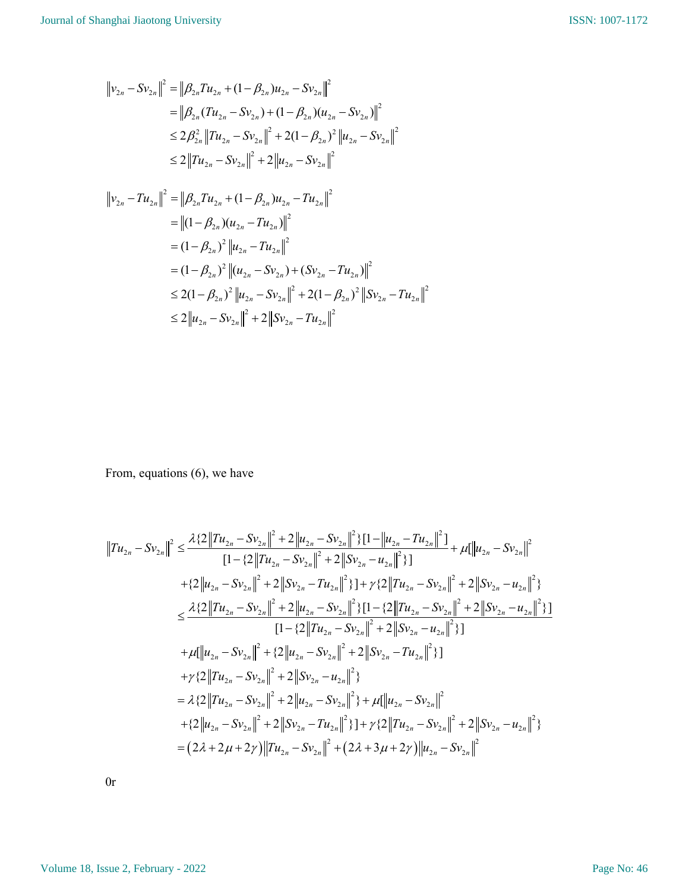$$
\begin{aligned}
\|v_{2n} - Sv_{2n}\|^2 &= \|\beta_{2n} Tu_{2n} + (1-\beta_{2n}) u_{2n} - Sv_{2n}\|^2 \\
&= \|\beta_{2n}(Tu_{2n} - Sv_{2n}) + (1-\beta_{2n})(u_{2n} - Sv_{2n})\|^2 \\
&\le 2\beta_{2n}^2 \|Tu_{2n} - Sv_{2n}\|^2 + 2(1-\beta_{2n})^2 \|u_{2n} - Sv_{2n}\|^2 \\
&\le 2\|Tu_{2n} - Sv_{2n}\|^2 + 2\|u_{2n} - Sv_{2n}\|^2
\end{aligned}
$$

$$
\begin{aligned}
\|v_{2n} - Tu_{2n}\|^2 &= \|\beta_{2n} Tu_{2n} + (1-\beta_{2n}) u_{2n} - Tu_{2n}\|^2 \\
&= \|(1-\beta_{2n})(u_{2n} - Tu_{2n})\|^2 \\
&= (1-\beta_{2n})^2 \|u_{2n} - Tu_{2n}\|^2 \\
&= (1-\beta_{2n})^2 \|(u_{2n} - Sv_{2n}) + (Sv_{2n} - Tu_{2n})\|^2 \\
&\le 2(1-\beta_{2n})^2 \|u_{2n} - Sv_{2n}\|^2 + 2(1-\beta_{2n})^2 \|Sv_{2n} - Tu_{2n}\|^2 \\
&\le 2\|u_{2n} - Sv_{2n}\|^2 + 2\|Sv_{2n} - Tu_{2n}\|^2
\end{aligned}
$$

From, equations (6), we have

$$
\begin{aligned}
\|Tu_{2n} - Sv_{2n}\|^2 &\le \frac{\lambda\{2\|Tu_{2n} - Sv_{2n}\|^2 + 2\|u_{2n} - Sv_{2n}\|^2\}[1 - \|u_{2n} - Tu_{2n}\|^2]}{[1 - \{2\|Tu_{2n} - Sv_{2n}\|^2 + 2\|Sv_{2n} - u_{2n}\|^2\}]} + \mu[\|u_{2n} - Sv_{2n}\|^2 \\
&\quad + \{2\|u_{2n} - Sv_{2n}\|^2 + 2\|Sv_{2n} - Tu_{2n}\|^2\}] + \gamma\{2\|Tu_{2n} - Sv_{2n}\|^2 + 2\|Sv_{2n} - u_{2n}\|^2\} \\
&\le \frac{\lambda\{2\|Tu_{2n} - Sv_{2n}\|^2 + 2\|u_{2n} - Sv_{2n}\|^2\}[1 - \{2\|Tu_{2n} - Sv_{2n}\|^2 + 2\|Sv_{2n} - u_{2n}\|^2\}]}{[1 - \{2\|Tu_{2n} - Sv_{2n}\|^2 + 2\|Sv_{2n} - u_{2n}\|^2\}]} \\
&\quad + \mu[\|u_{2n} - Sv_{2n}\|^2 + \{2\|u_{2n} - Sv_{2n}\|^2 + 2\|Sv_{2n} - Tu_{2n}\|^2\}] \\
&\quad + \gamma\{2\|Tu_{2n} - Sv_{2n}\|^2 + 2\|Sv_{2n} - u_{2n}\|^2\} \\
&= \lambda\{2\|Tu_{2n} - Sv_{2n}\|^2 + 2\|u_{2n} - Sv_{2n}\|^2\} + \mu[\|u_{2n} - Sv_{2n}\|^2 \\
&\quad + \{2\|u_{2n} - Sv_{2n}\|^2 + 2\|Sv_{2n} - Tu_{2n}\|^2\}] + \gamma\{2\|Tu_{2n} - Sv_{2n}\|^2 + 2\|Sv_{2n} - u_{2n}\|^2\} \\
&= (2\lambda + 2\mu + 2\gamma)\|Tu_{2n} - Sv_{2n}\|^2 + (2\lambda + 3\mu + 2\gamma)\|u_{2n} - Sv_{2n}\|^2
\end{aligned}
$$

0r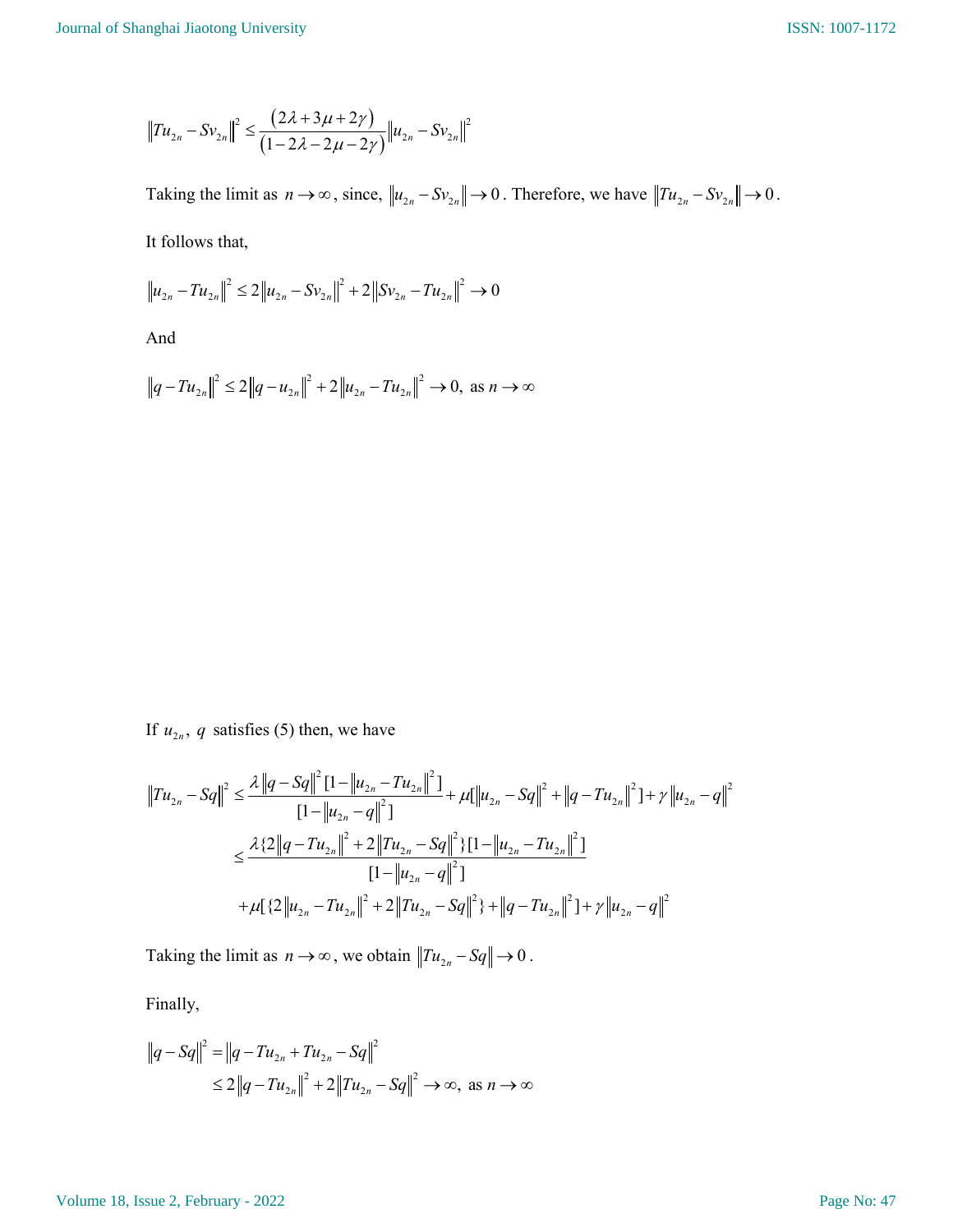$$\left\|Tu_{2n} - Sv_{2n}\right\|^2 \leq \frac{(2\lambda + 3\mu + 2\gamma)}{(1 - 2\lambda - 2\mu - 2\gamma)}\left\|u_{2n} - Sv_{2n}\right\|^2$$

Taking the limit as $n \to \infty$, since, $\left\|u_{2n} - Sv_{2n}\right\| \to 0$. Therefore, we have $\left\|Tu_{2n} - Sv_{2n}\right\| \to 0$.

It follows that,

$$\left\|u_{2n} - Tu_{2n}\right\|^2 \leq 2\left\|u_{2n} - Sv_{2n}\right\|^2 + 2\left\|Sv_{2n} - Tu_{2n}\right\|^2 \to 0$$

And

$$\left\|q - Tu_{2n}\right\|^2 \leq 2\left\|q - u_{2n}\right\|^2 + 2\left\|u_{2n} - Tu_{2n}\right\|^2 \to 0, \text{ as } n \to \infty$$

If $u_{2n}$, $q$ satisfies (5) then, we have

$$\begin{aligned}
\left\|Tu_{2n} - Sq\right\|^2 &\leq \frac{\lambda\left\|q - Sq\right\|^2[1 - \left\|u_{2n} - Tu_{2n}\right\|^2]}{[1 - \left\|u_{2n} - q\right\|^2]} + \mu[\left\|u_{2n} - Sq\right\|^2 + \left\|q - Tu_{2n}\right\|^2] + \gamma\left\|u_{2n} - q\right\|^2 \\
&\leq \frac{\lambda\{2\left\|q - Tu_{2n}\right\|^2 + 2\left\|Tu_{2n} - Sq\right\|^2\}[1 - \left\|u_{2n} - Tu_{2n}\right\|^2]}{[1 - \left\|u_{2n} - q\right\|^2]} \\
&\quad + \mu[\{2\left\|u_{2n} - Tu_{2n}\right\|^2 + 2\left\|Tu_{2n} - Sq\right\|^2\} + \left\|q - Tu_{2n}\right\|^2] + \gamma\left\|u_{2n} - q\right\|^2
\end{aligned}$$

Taking the limit as $n \to \infty$, we obtain $\left\|Tu_{2n} - Sq\right\| \to 0$.

Finally,

$$\begin{aligned}
\left\|q - Sq\right\|^2 &= \left\|q - Tu_{2n} + Tu_{2n} - Sq\right\|^2 \\
&\leq 2\left\|q - Tu_{2n}\right\|^2 + 2\left\|Tu_{2n} - Sq\right\|^2 \to \infty, \text{ as } n \to \infty
\end{aligned}$$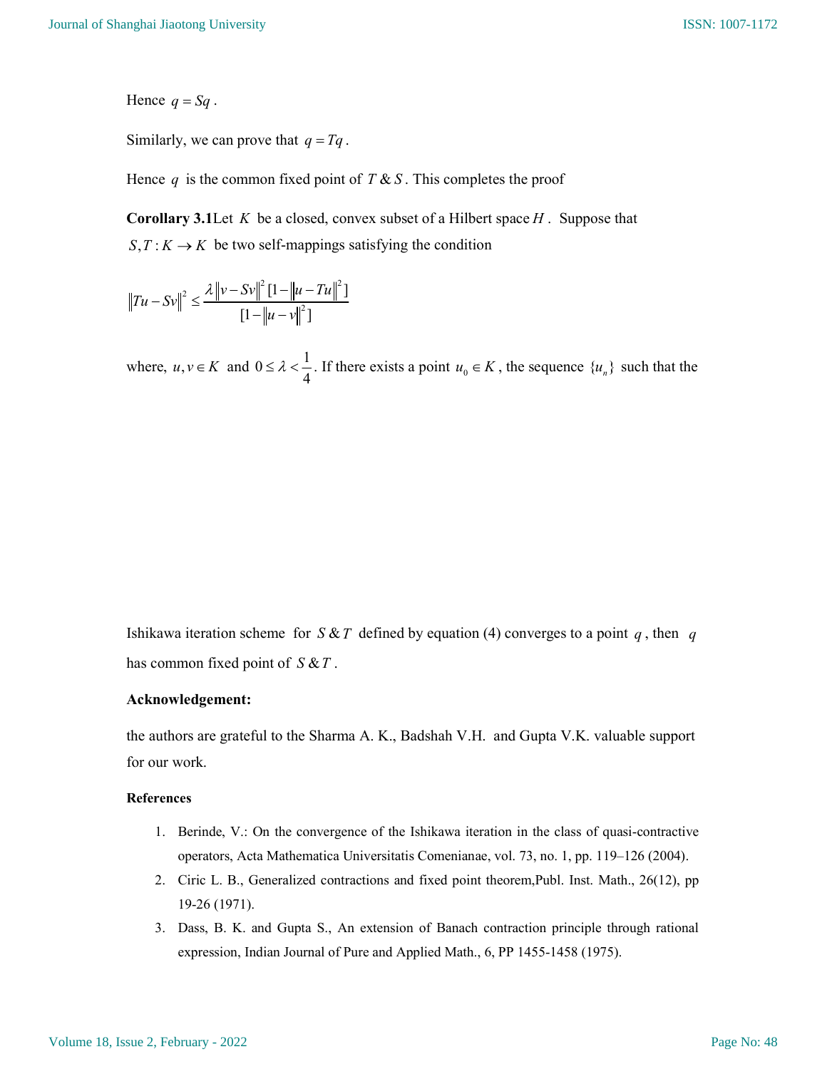Hence $q = Sq$.

Similarly, we can prove that $q = Tq$.

Hence $q$ is the common fixed point of $T \& S$. This completes the proof

**Corollary 3.1** Let $K$ be a closed, convex subset of a Hilbert space $H$. Suppose that $S, T : K \to K$ be two self-mappings satisfying the condition

$$\|Tu - Sv\|^2 \leq \frac{\lambda \|v - Sv\|^2 [1 - \|u - Tu\|^2]}{[1 - \|u - v\|^2]}$$

where, $u, v \in K$ and $0 \leq \lambda < \frac{1}{4}$. If there exists a point $u_0 \in K$, the sequence $\{u_n\}$ such that the Ishikawa iteration scheme for $S \& T$ defined by equation (4) converges to a point $q$, then $q$ has common fixed point of $S \& T$.

**Acknowledgement:**

the authors are grateful to the Sharma A. K., Badshah V.H. and Gupta V.K. valuable support for our work.

**References**

1. Berinde, V.: On the convergence of the Ishikawa iteration in the class of quasi-contractive operators, Acta Mathematica Universitatis Comenianae, vol. 73, no. 1, pp. 119–126 (2004).
2. Ciric L. B., Generalized contractions and fixed point theorem,Publ. Inst. Math., 26(12), pp 19-26 (1971).
3. Dass, B. K. and Gupta S., An extension of Banach contraction principle through rational expression, Indian Journal of Pure and Applied Math., 6, PP 1455-1458 (1975).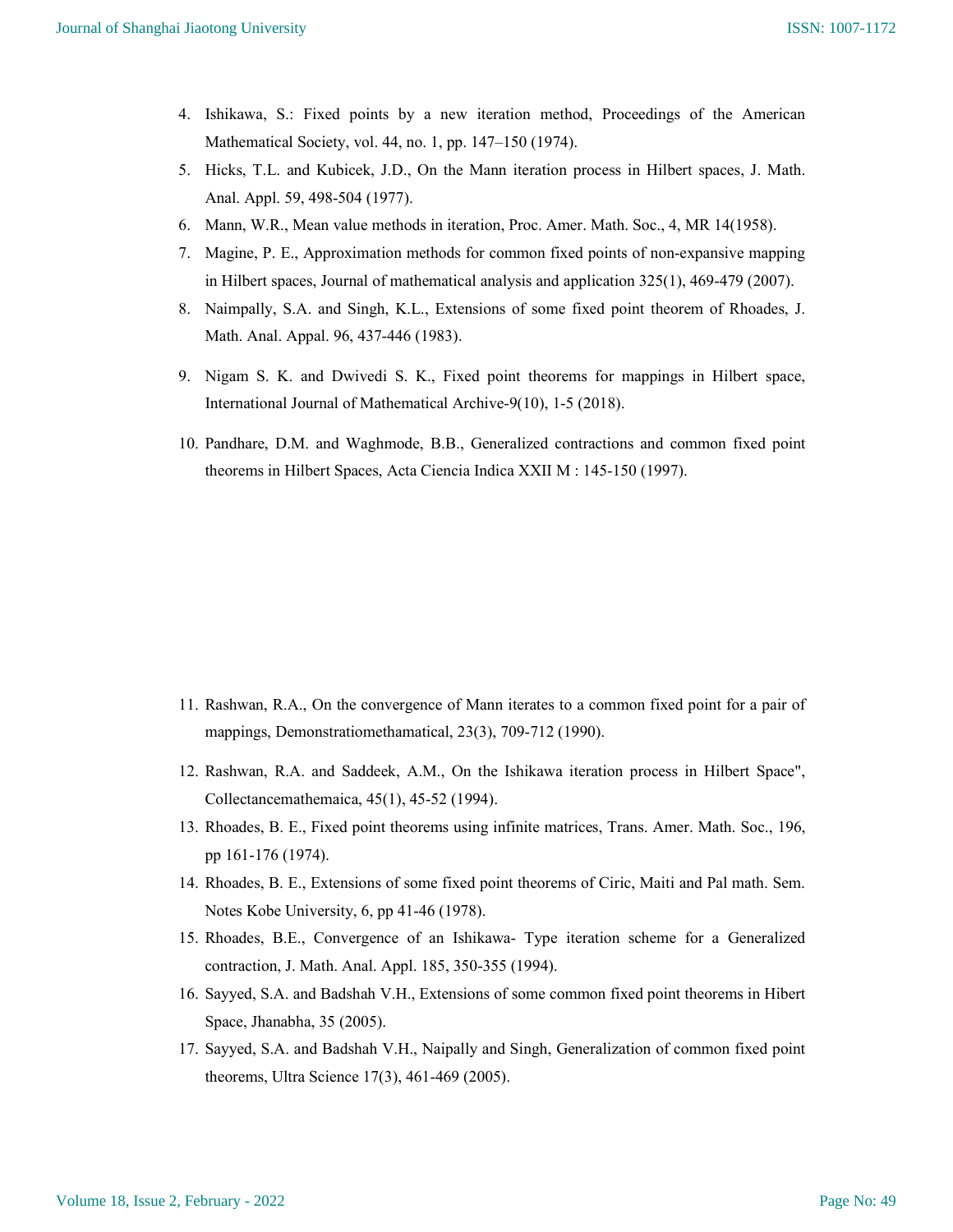4. Ishikawa, S.: Fixed points by a new iteration method, Proceedings of the American Mathematical Society, vol. 44, no. 1, pp. 147–150 (1974).
5. Hicks, T.L. and Kubicek, J.D., On the Mann iteration process in Hilbert spaces, J. Math. Anal. Appl. 59, 498-504 (1977).
6. Mann, W.R., Mean value methods in iteration, Proc. Amer. Math. Soc., 4, MR 14(1958).
7. Magine, P. E., Approximation methods for common fixed points of non-expansive mapping in Hilbert spaces, Journal of mathematical analysis and application 325(1), 469-479 (2007).
8. Naimpally, S.A. and Singh, K.L., Extensions of some fixed point theorem of Rhoades, J. Math. Anal. Appal. 96, 437-446 (1983).
9. Nigam S. K. and Dwivedi S. K., Fixed point theorems for mappings in Hilbert space, International Journal of Mathematical Archive-9(10), 1-5 (2018).
10. Pandhare, D.M. and Waghmode, B.B., Generalized contractions and common fixed point theorems in Hilbert Spaces, Acta Ciencia Indica XXII M : 145-150 (1997).
11. Rashwan, R.A., On the convergence of Mann iterates to a common fixed point for a pair of mappings, Demonstratiomethamatical, 23(3), 709-712 (1990).
12. Rashwan, R.A. and Saddeek, A.M., On the Ishikawa iteration process in Hilbert Space", Collectancemathemaica, 45(1), 45-52 (1994).
13. Rhoades, B. E., Fixed point theorems using infinite matrices, Trans. Amer. Math. Soc., 196, pp 161-176 (1974).
14. Rhoades, B. E., Extensions of some fixed point theorems of Ciric, Maiti and Pal math. Sem. Notes Kobe University, 6, pp 41-46 (1978).
15. Rhoades, B.E., Convergence of an Ishikawa- Type iteration scheme for a Generalized contraction, J. Math. Anal. Appl. 185, 350-355 (1994).
16. Sayyed, S.A. and Badshah V.H., Extensions of some common fixed point theorems in Hibert Space, Jhanabha, 35 (2005).
17. Sayyed, S.A. and Badshah V.H., Naipally and Singh, Generalization of common fixed point theorems, Ultra Science 17(3), 461-469 (2005).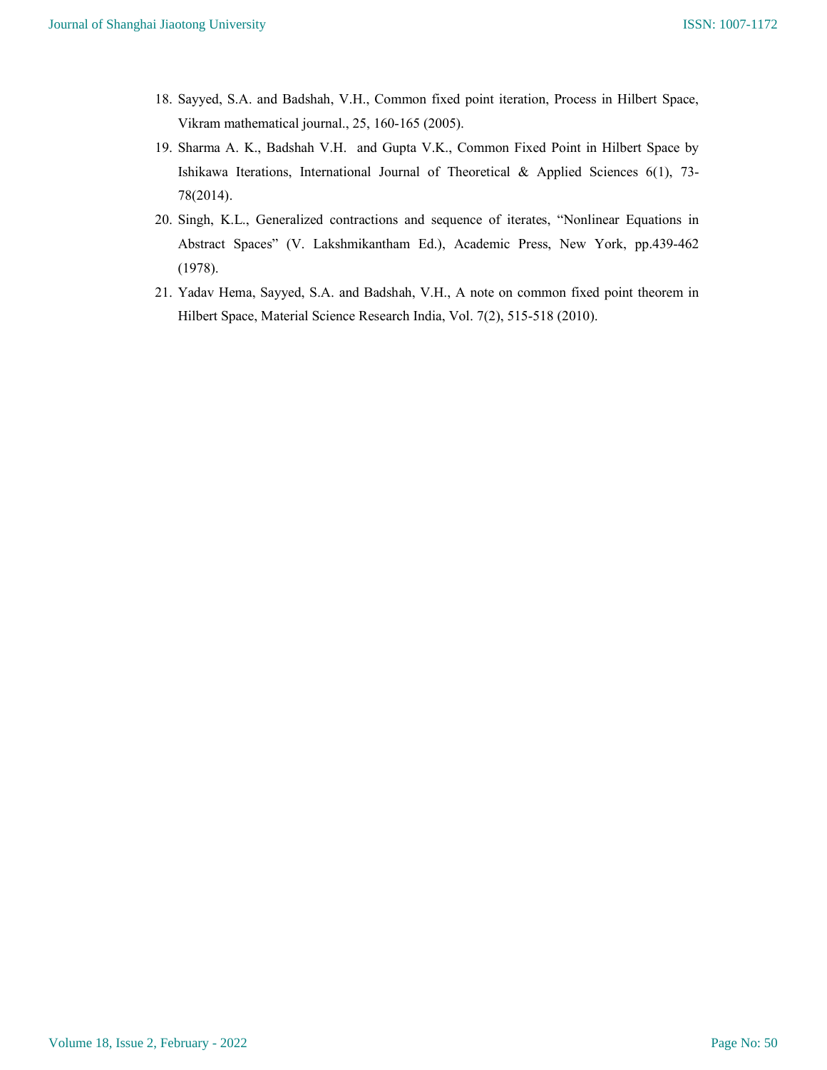18. Sayyed, S.A. and Badshah, V.H., Common fixed point iteration, Process in Hilbert Space, Vikram mathematical journal., 25, 160-165 (2005).
19. Sharma A. K., Badshah V.H. and Gupta V.K., Common Fixed Point in Hilbert Space by Ishikawa Iterations, International Journal of Theoretical & Applied Sciences 6(1), 73-78(2014).
20. Singh, K.L., Generalized contractions and sequence of iterates, "Nonlinear Equations in Abstract Spaces" (V. Lakshmikantham Ed.), Academic Press, New York, pp.439-462 (1978).
21. Yadav Hema, Sayyed, S.A. and Badshah, V.H., A note on common fixed point theorem in Hilbert Space, Material Science Research India, Vol. 7(2), 515-518 (2010).